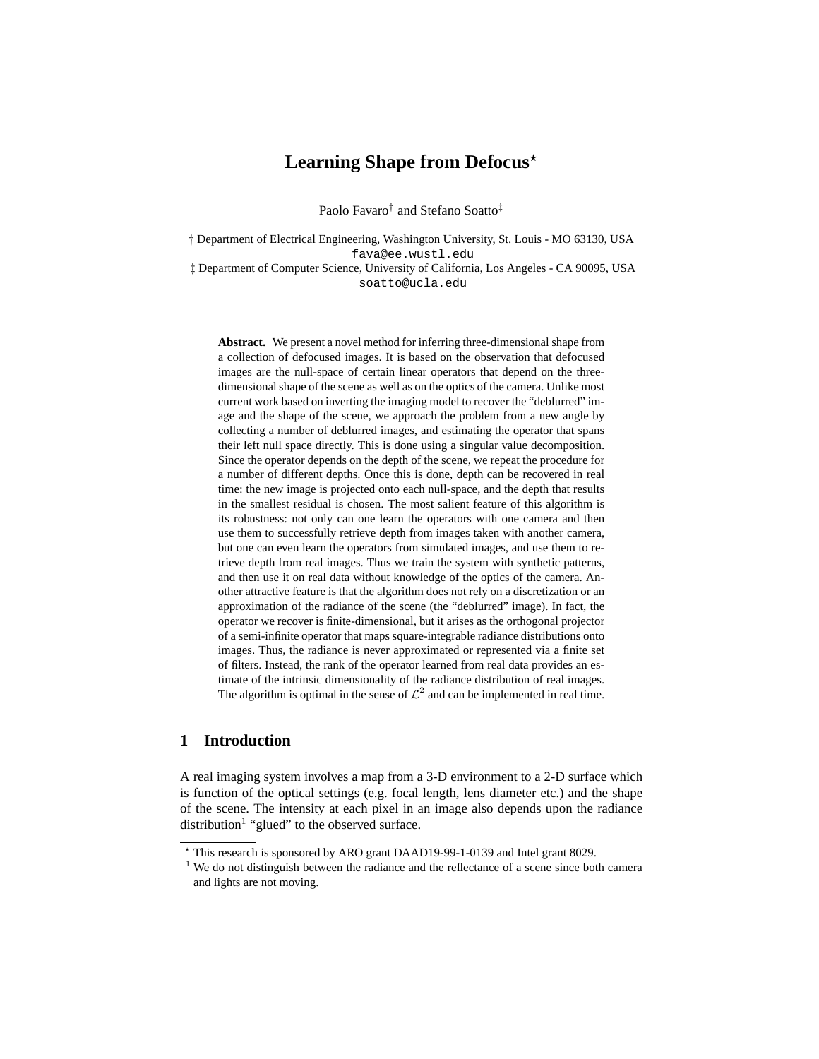# Learning Shape from Defocus[⋆]

Paolo Favaro[†] and Stefano Soatto[‡]

† Department of Electrical Engineering, Washington University, St. Louis - MO 63130, USA
fava@ee.wustl.edu
‡ Department of Computer Science, University of California, Los Angeles - CA 90095, USA
soatto@ucla.edu

**Abstract.** We present a novel method for inferring three-dimensional shape from a collection of defocused images. It is based on the observation that defocused images are the null-space of certain linear operators that depend on the three-dimensional shape of the scene as well as on the optics of the camera. Unlike most current work based on inverting the imaging model to recover the "deblurred" image and the shape of the scene, we approach the problem from a new angle by collecting a number of deblurred images, and estimating the operator that spans their left null space directly. This is done using a singular value decomposition. Since the operator depends on the depth of the scene, we repeat the procedure for a number of different depths. Once this is done, depth can be recovered in real time: the new image is projected onto each null-space, and the depth that results in the smallest residual is chosen. The most salient feature of this algorithm is its robustness: not only can one learn the operators with one camera and then use them to successfully retrieve depth from images taken with another camera, but one can even learn the operators from simulated images, and use them to retrieve depth from real images. Thus we train the system with synthetic patterns, and then use it on real data without knowledge of the optics of the camera. Another attractive feature is that the algorithm does not rely on a discretization or an approximation of the radiance of the scene (the "deblurred" image). In fact, the operator we recover is finite-dimensional, but it arises as the orthogonal projector of a semi-infinite operator that maps square-integrable radiance distributions onto images. Thus, the radiance is never approximated or represented via a finite set of filters. Instead, the rank of the operator learned from real data provides an estimate of the intrinsic dimensionality of the radiance distribution of real images. The algorithm is optimal in the sense of $\mathcal{L}^2$ and can be implemented in real time.

## 1 Introduction

A real imaging system involves a map from a 3-D environment to a 2-D surface which is function of the optical settings (e.g. focal length, lens diameter etc.) and the shape of the scene. The intensity at each pixel in an image also depends upon the radiance distribution[1] "glued" to the observed surface.

[⋆] This research is sponsored by ARO grant DAAD19-99-1-0139 and Intel grant 8029.

[1] We do not distinguish between the radiance and the reflectance of a scene since both camera and lights are not moving.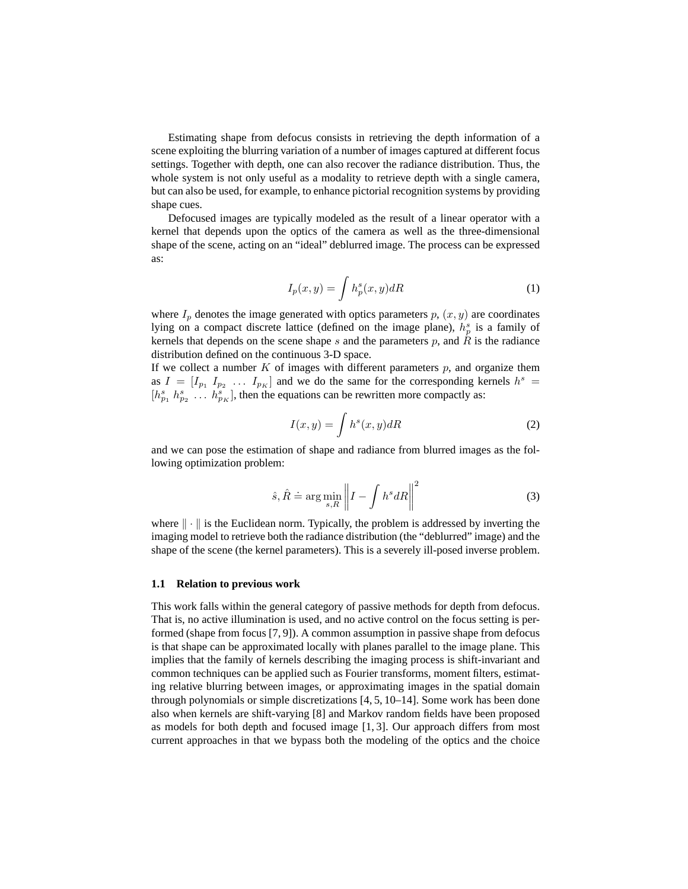Estimating shape from defocus consists in retrieving the depth information of a scene exploiting the blurring variation of a number of images captured at different focus settings. Together with depth, one can also recover the radiance distribution. Thus, the whole system is not only useful as a modality to retrieve depth with a single camera, but can also be used, for example, to enhance pictorial recognition systems by providing shape cues.

Defocused images are typically modeled as the result of a linear operator with a kernel that depends upon the optics of the camera as well as the three-dimensional shape of the scene, acting on an "ideal" deblurred image. The process can be expressed as:

$$I_p(x,y) = \int h_p^s(x,y) dR \tag{1}$$

where $I_p$ denotes the image generated with optics parameters $p$, $(x,y)$ are coordinates lying on a compact discrete lattice (defined on the image plane), $h_p^s$ is a family of kernels that depends on the scene shape $s$ and the parameters $p$, and $R$ is the radiance distribution defined on the continuous 3-D space.
If we collect a number $K$ of images with different parameters $p$, and organize them as $I = [I_{p_1}\ I_{p_2}\ \ldots\ I_{p_K}]$ and we do the same for the corresponding kernels $h^s = [h_{p_1}^s\ h_{p_2}^s\ \ldots\ h_{p_K}^s]$, then the equations can be rewritten more compactly as:

$$I(x,y) = \int h^s(x,y) dR \tag{2}$$

and we can pose the estimation of shape and radiance from blurred images as the following optimization problem:

$$\hat{s}, \hat{R} \doteq \arg\min_{s,R} \left\| I - \int h^s dR \right\|^2 \tag{3}$$

where $\|\cdot\|$ is the Euclidean norm. Typically, the problem is addressed by inverting the imaging model to retrieve both the radiance distribution (the "deblurred" image) and the shape of the scene (the kernel parameters). This is a severely ill-posed inverse problem.

### 1.1 Relation to previous work

This work falls within the general category of passive methods for depth from defocus. That is, no active illumination is used, and no active control on the focus setting is performed (shape from focus [7, 9]). A common assumption in passive shape from defocus is that shape can be approximated locally with planes parallel to the image plane. This implies that the family of kernels describing the imaging process is shift-invariant and common techniques can be applied such as Fourier transforms, moment filters, estimating relative blurring between images, or approximating images in the spatial domain through polynomials or simple discretizations [4, 5, 10–14]. Some work has been done also when kernels are shift-varying [8] and Markov random fields have been proposed as models for both depth and focused image [1, 3]. Our approach differs from most current approaches in that we bypass both the modeling of the optics and the choice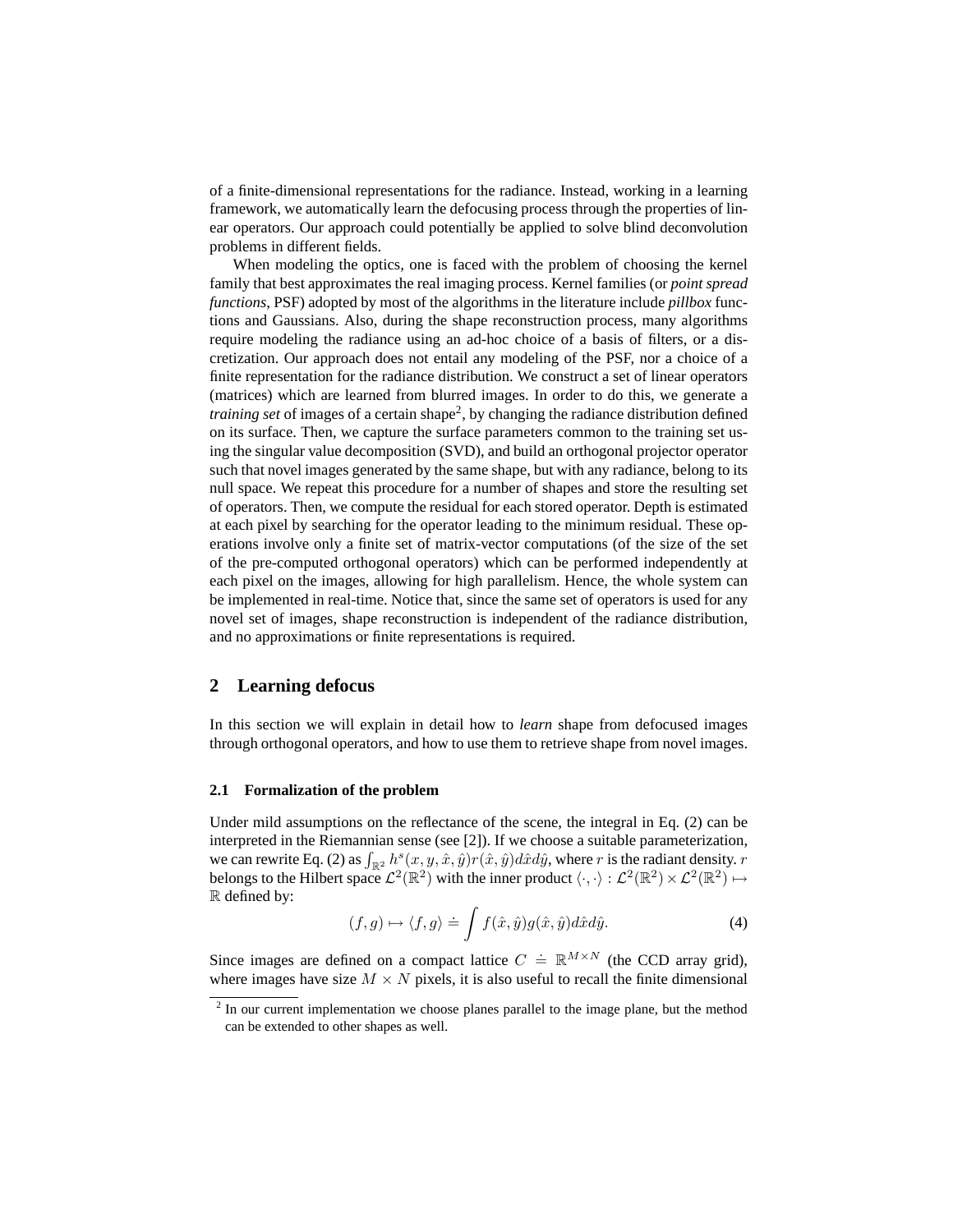of a finite-dimensional representations for the radiance. Instead, working in a learning framework, we automatically learn the defocusing process through the properties of linear operators. Our approach could potentially be applied to solve blind deconvolution problems in different fields.

When modeling the optics, one is faced with the problem of choosing the kernel family that best approximates the real imaging process. Kernel families (or *point spread functions*, PSF) adopted by most of the algorithms in the literature include *pillbox* functions and Gaussians. Also, during the shape reconstruction process, many algorithms require modeling the radiance using an ad-hoc choice of a basis of filters, or a discretization. Our approach does not entail any modeling of the PSF, nor a choice of a finite representation for the radiance distribution. We construct a set of linear operators (matrices) which are learned from blurred images. In order to do this, we generate a *training set* of images of a certain shape[2], by changing the radiance distribution defined on its surface. Then, we capture the surface parameters common to the training set using the singular value decomposition (SVD), and build an orthogonal projector operator such that novel images generated by the same shape, but with any radiance, belong to its null space. We repeat this procedure for a number of shapes and store the resulting set of operators. Then, we compute the residual for each stored operator. Depth is estimated at each pixel by searching for the operator leading to the minimum residual. These operations involve only a finite set of matrix-vector computations (of the size of the set of the pre-computed orthogonal operators) which can be performed independently at each pixel on the images, allowing for high parallelism. Hence, the whole system can be implemented in real-time. Notice that, since the same set of operators is used for any novel set of images, shape reconstruction is independent of the radiance distribution, and no approximations or finite representations is required.

## 2 Learning defocus

In this section we will explain in detail how to *learn* shape from defocused images through orthogonal operators, and how to use them to retrieve shape from novel images.

### 2.1 Formalization of the problem

Under mild assumptions on the reflectance of the scene, the integral in Eq. (2) can be interpreted in the Riemannian sense (see [2]). If we choose a suitable parameterization, we can rewrite Eq. (2) as $\int_{\mathbb{R}^2} h^s(x, y, \hat{x}, \hat{y}) r(\hat{x}, \hat{y}) d\hat{x} d\hat{y}$, where $r$ is the radiant density. $r$ belongs to the Hilbert space $\mathcal{L}^2(\mathbb{R}^2)$ with the inner product $\langle \cdot, \cdot \rangle : \mathcal{L}^2(\mathbb{R}^2) \times \mathcal{L}^2(\mathbb{R}^2) \mapsto \mathbb{R}$ defined by:

$$(f, g) \mapsto \langle f, g \rangle \doteq \int f(\hat{x}, \hat{y}) g(\hat{x}, \hat{y}) d\hat{x} d\hat{y}. \tag{4}$$

Since images are defined on a compact lattice $C \doteq \mathbb{R}^{M \times N}$ (the CCD array grid), where images have size $M \times N$ pixels, it is also useful to recall the finite dimensional

[2] In our current implementation we choose planes parallel to the image plane, but the method can be extended to other shapes as well.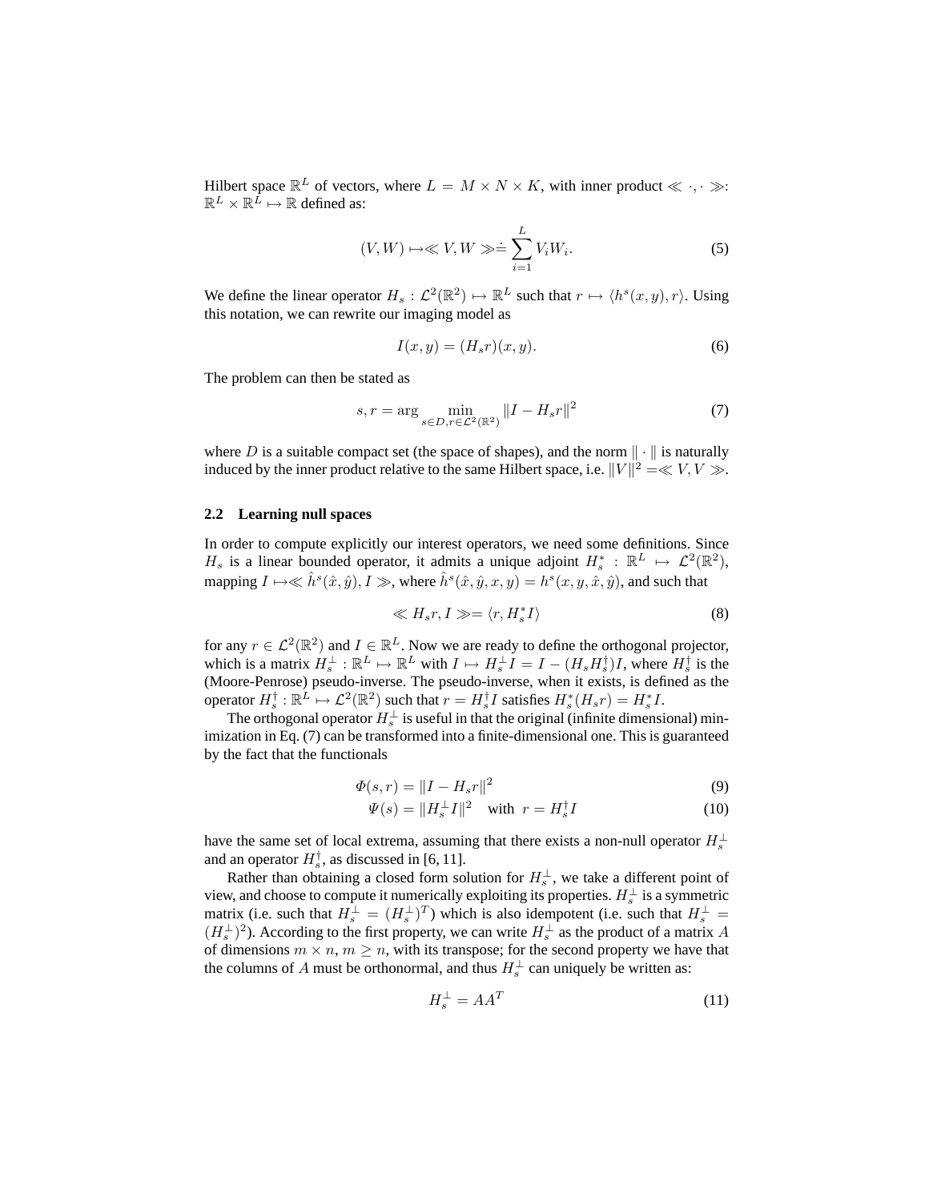Hilbert space $\mathbb{R}^L$ of vectors, where $L = M \times N \times K$, with inner product $\ll \cdot, \cdot \gg$: $\mathbb{R}^L \times \mathbb{R}^L \mapsto \mathbb{R}$ defined as:

$$(V, W) \mapsto \ll V, W \gg \doteq \sum_{i=1}^{L} V_i W_i. \tag{5}$$

We define the linear operator $H_s : \mathcal{L}^2(\mathbb{R}^2) \mapsto \mathbb{R}^L$ such that $r \mapsto \langle h^s(x, y), r \rangle$. Using this notation, we can rewrite our imaging model as

$$I(x, y) = (H_s r)(x, y). \tag{6}$$

The problem can then be stated as

$$s, r = \arg \min_{s \in D, r \in \mathcal{L}^2(\mathbb{R}^2)} \|I - H_s r\|^2 \tag{7}$$

where $D$ is a suitable compact set (the space of shapes), and the norm $\| \cdot \|$ is naturally induced by the inner product relative to the same Hilbert space, i.e. $\|V\|^2 = \ll V, V \gg$.

### 2.2 Learning null spaces

In order to compute explicitly our interest operators, we need some definitions. Since $H_s$ is a linear bounded operator, it admits a unique adjoint $H_s^* : \mathbb{R}^L \mapsto \mathcal{L}^2(\mathbb{R}^2)$, mapping $I \mapsto \ll \hat{h}^s(\hat{x}, \hat{y}), I \gg$, where $\hat{h}^s(\hat{x}, \hat{y}, x, y) = h^s(x, y, \hat{x}, \hat{y})$, and such that

$$\ll H_s r, I \gg = \langle r, H_s^* I \rangle \tag{8}$$

for any $r \in \mathcal{L}^2(\mathbb{R}^2)$ and $I \in \mathbb{R}^L$. Now we are ready to define the orthogonal projector, which is a matrix $H_s^\perp : \mathbb{R}^L \mapsto \mathbb{R}^L$ with $I \mapsto H_s^\perp I = I - (H_s H_s^\dagger) I$, where $H_s^\dagger$ is the (Moore-Penrose) pseudo-inverse. The pseudo-inverse, when it exists, is defined as the operator $H_s^\dagger : \mathbb{R}^L \mapsto \mathcal{L}^2(\mathbb{R}^2)$ such that $r = H_s^\dagger I$ satisfies $H_s^*(H_s r) = H_s^* I$.

The orthogonal operator $H_s^\perp$ is useful in that the original (infinite dimensional) minimization in Eq. (7) can be transformed into a finite-dimensional one. This is guaranteed by the fact that the functionals

$$\Phi(s, r) = \|I - H_s r\|^2 \tag{9}$$

$$\Psi(s) = \|H_s^\perp I\|^2 \quad \text{with} \;\; r = H_s^\dagger I \tag{10}$$

have the same set of local extrema, assuming that there exists a non-null operator $H_s^\perp$ and an operator $H_s^\dagger$, as discussed in [6, 11].

Rather than obtaining a closed form solution for $H_s^\perp$, we take a different point of view, and choose to compute it numerically exploiting its properties. $H_s^\perp$ is a symmetric matrix (i.e. such that $H_s^\perp = (H_s^\perp)^T$) which is also idempotent (i.e. such that $H_s^\perp = (H_s^\perp)^2$). According to the first property, we can write $H_s^\perp$ as the product of a matrix $A$ of dimensions $m \times n$, $m \geq n$, with its transpose; for the second property we have that the columns of $A$ must be orthonormal, and thus $H_s^\perp$ can uniquely be written as:

$$H_s^\perp = A A^T \tag{11}$$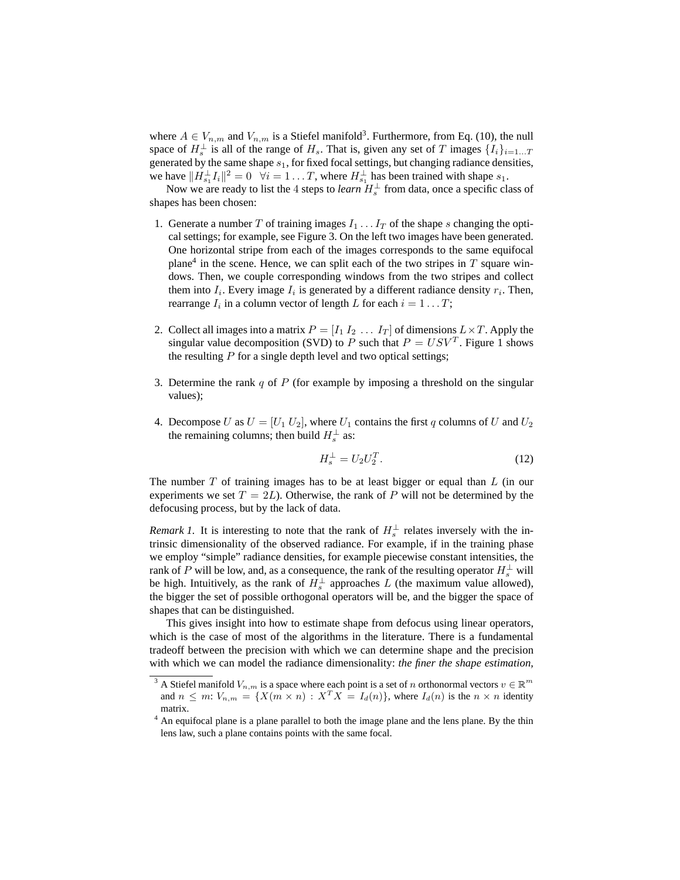where $A \in V_{n,m}$ and $V_{n,m}$ is a Stiefel manifold[3]. Furthermore, from Eq. (10), the null space of $H_s^\perp$ is all of the range of $H_s$. That is, given any set of $T$ images $\{I_i\}_{i=1\dots T}$ generated by the same shape $s_1$, for fixed focal settings, but changing radiance densities, we have $\|H_{s_1}^\perp I_i\|^2 = 0 \quad \forall i = 1 \dots T$, where $H_{s_1}^\perp$ has been trained with shape $s_1$.

Now we are ready to list the 4 steps to *learn* $H_s^\perp$ from data, once a specific class of shapes has been chosen:

1. Generate a number $T$ of training images $I_1 \dots I_T$ of the shape $s$ changing the optical settings; for example, see Figure 3. On the left two images have been generated. One horizontal stripe from each of the images corresponds to the same equifocal plane[4] in the scene. Hence, we can split each of the two stripes in $T$ square windows. Then, we couple corresponding windows from the two stripes and collect them into $I_i$. Every image $I_i$ is generated by a different radiance density $r_i$. Then, rearrange $I_i$ in a column vector of length $L$ for each $i = 1 \dots T$;

2. Collect all images into a matrix $P = [I_1\ I_2\ \dots\ I_T]$ of dimensions $L \times T$. Apply the singular value decomposition (SVD) to $P$ such that $P = USV^T$. Figure 1 shows the resulting $P$ for a single depth level and two optical settings;

3. Determine the rank $q$ of $P$ (for example by imposing a threshold on the singular values);

4. Decompose $U$ as $U = [U_1\ U_2]$, where $U_1$ contains the first $q$ columns of $U$ and $U_2$ the remaining columns; then build $H_s^\perp$ as:

$$H_s^\perp = U_2 U_2^T. \tag{12}$$

The number $T$ of training images has to be at least bigger or equal than $L$ (in our experiments we set $T = 2L$). Otherwise, the rank of $P$ will not be determined by the defocusing process, but by the lack of data.

*Remark 1.* It is interesting to note that the rank of $H_s^\perp$ relates inversely with the intrinsic dimensionality of the observed radiance. For example, if in the training phase we employ "simple" radiance densities, for example piecewise constant intensities, the rank of $P$ will be low, and, as a consequence, the rank of the resulting operator $H_s^\perp$ will be high. Intuitively, as the rank of $H_s^\perp$ approaches $L$ (the maximum value allowed), the bigger the set of possible orthogonal operators will be, and the bigger the space of shapes that can be distinguished.

This gives insight into how to estimate shape from defocus using linear operators, which is the case of most of the algorithms in the literature. There is a fundamental tradeoff between the precision with which we can determine shape and the precision with which we can model the radiance dimensionality: *the finer the shape estimation,*

---

[3] A Stiefel manifold $V_{n,m}$ is a space where each point is a set of $n$ orthonormal vectors $v \in \mathbb{R}^m$ and $n \leq m$: $V_{n,m} = \{X(m \times n) : X^T X = I_d(n)\}$, where $I_d(n)$ is the $n \times n$ identity matrix.

[4] An equifocal plane is a plane parallel to both the image plane and the lens plane. By the thin lens law, such a plane contains points with the same focal.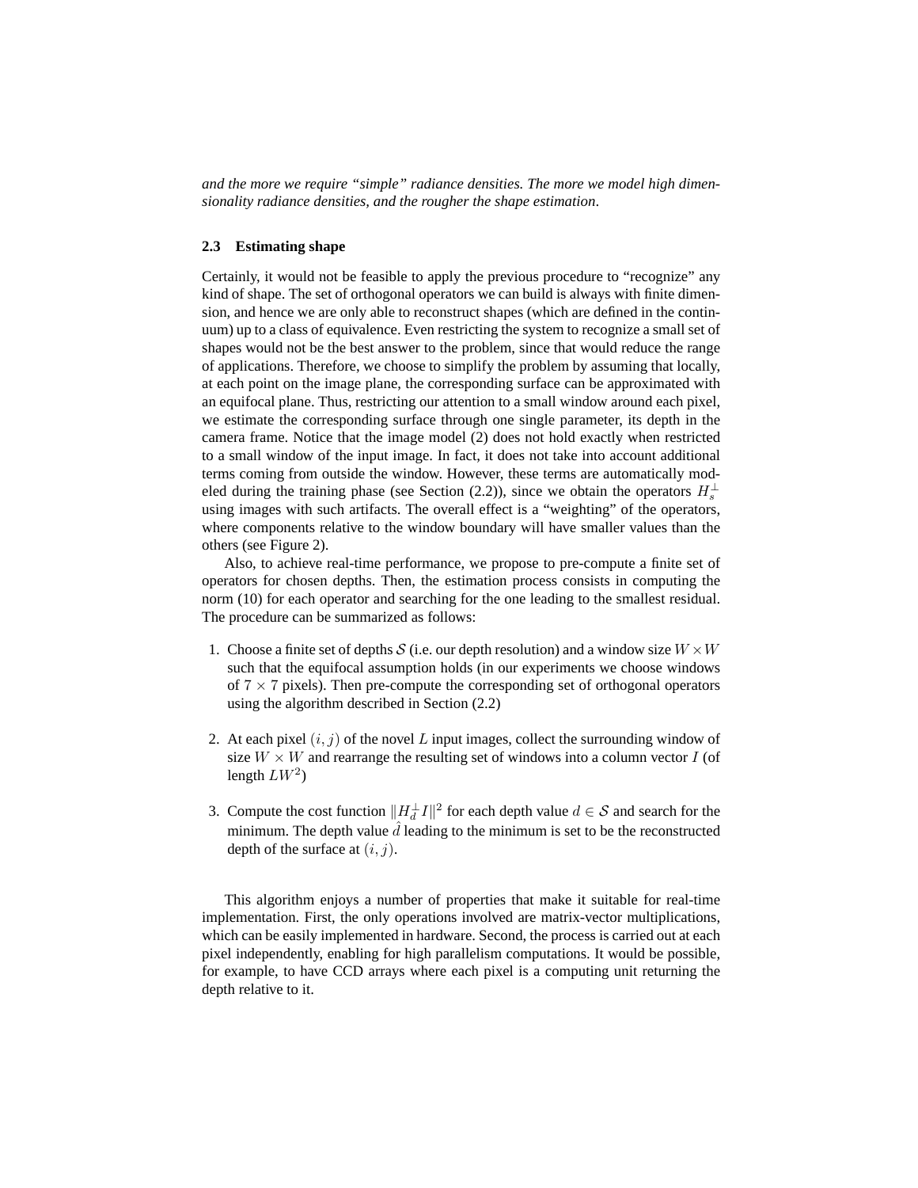*and the more we require "simple" radiance densities. The more we model high dimensionality radiance densities, and the rougher the shape estimation.*

### 2.3 Estimating shape

Certainly, it would not be feasible to apply the previous procedure to "recognize" any kind of shape. The set of orthogonal operators we can build is always with finite dimension, and hence we are only able to reconstruct shapes (which are defined in the continuum) up to a class of equivalence. Even restricting the system to recognize a small set of shapes would not be the best answer to the problem, since that would reduce the range of applications. Therefore, we choose to simplify the problem by assuming that locally, at each point on the image plane, the corresponding surface can be approximated with an equifocal plane. Thus, restricting our attention to a small window around each pixel, we estimate the corresponding surface through one single parameter, its depth in the camera frame. Notice that the image model (2) does not hold exactly when restricted to a small window of the input image. In fact, it does not take into account additional terms coming from outside the window. However, these terms are automatically modeled during the training phase (see Section (2.2)), since we obtain the operators $H_s^\perp$ using images with such artifacts. The overall effect is a "weighting" of the operators, where components relative to the window boundary will have smaller values than the others (see Figure 2).

Also, to achieve real-time performance, we propose to pre-compute a finite set of operators for chosen depths. Then, the estimation process consists in computing the norm (10) for each operator and searching for the one leading to the smallest residual. The procedure can be summarized as follows:

1. Choose a finite set of depths $\mathcal{S}$ (i.e. our depth resolution) and a window size $W \times W$ such that the equifocal assumption holds (in our experiments we choose windows of $7 \times 7$ pixels). Then pre-compute the corresponding set of orthogonal operators using the algorithm described in Section (2.2)

2. At each pixel $(i, j)$ of the novel $L$ input images, collect the surrounding window of size $W \times W$ and rearrange the resulting set of windows into a column vector $I$ (of length $LW^2$)

3. Compute the cost function $\|H_d^\perp I\|^2$ for each depth value $d \in \mathcal{S}$ and search for the minimum. The depth value $\hat{d}$ leading to the minimum is set to be the reconstructed depth of the surface at $(i, j)$.

This algorithm enjoys a number of properties that make it suitable for real-time implementation. First, the only operations involved are matrix-vector multiplications, which can be easily implemented in hardware. Second, the process is carried out at each pixel independently, enabling for high parallelism computations. It would be possible, for example, to have CCD arrays where each pixel is a computing unit returning the depth relative to it.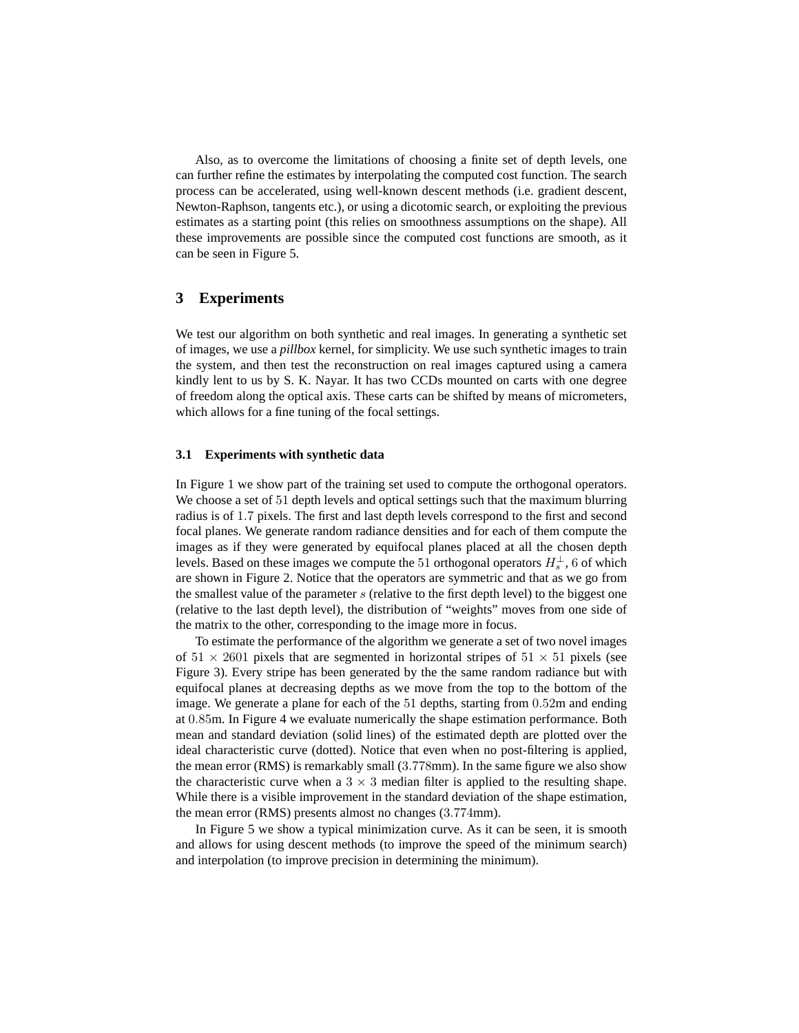Also, as to overcome the limitations of choosing a finite set of depth levels, one can further refine the estimates by interpolating the computed cost function. The search process can be accelerated, using well-known descent methods (i.e. gradient descent, Newton-Raphson, tangents etc.), or using a dicotomic search, or exploiting the previous estimates as a starting point (this relies on smoothness assumptions on the shape). All these improvements are possible since the computed cost functions are smooth, as it can be seen in Figure 5.

## 3 Experiments

We test our algorithm on both synthetic and real images. In generating a synthetic set of images, we use a *pillbox* kernel, for simplicity. We use such synthetic images to train the system, and then test the reconstruction on real images captured using a camera kindly lent to us by S. K. Nayar. It has two CCDs mounted on carts with one degree of freedom along the optical axis. These carts can be shifted by means of micrometers, which allows for a fine tuning of the focal settings.

### 3.1 Experiments with synthetic data

In Figure 1 we show part of the training set used to compute the orthogonal operators. We choose a set of $51$ depth levels and optical settings such that the maximum blurring radius is of $1.7$ pixels. The first and last depth levels correspond to the first and second focal planes. We generate random radiance densities and for each of them compute the images as if they were generated by equifocal planes placed at all the chosen depth levels. Based on these images we compute the $51$ orthogonal operators $H_s^{\perp}$, $6$ of which are shown in Figure 2. Notice that the operators are symmetric and that as we go from the smallest value of the parameter $s$ (relative to the first depth level) to the biggest one (relative to the last depth level), the distribution of "weights" moves from one side of the matrix to the other, corresponding to the image more in focus.

To estimate the performance of the algorithm we generate a set of two novel images of $51 \times 2601$ pixels that are segmented in horizontal stripes of $51 \times 51$ pixels (see Figure 3). Every stripe has been generated by the the same random radiance but with equifocal planes at decreasing depths as we move from the top to the bottom of the image. We generate a plane for each of the $51$ depths, starting from $0.52$m and ending at $0.85$m. In Figure 4 we evaluate numerically the shape estimation performance. Both mean and standard deviation (solid lines) of the estimated depth are plotted over the ideal characteristic curve (dotted). Notice that even when no post-filtering is applied, the mean error (RMS) is remarkably small ($3.778$mm). In the same figure we also show the characteristic curve when a $3 \times 3$ median filter is applied to the resulting shape. While there is a visible improvement in the standard deviation of the shape estimation, the mean error (RMS) presents almost no changes ($3.774$mm).

In Figure 5 we show a typical minimization curve. As it can be seen, it is smooth and allows for using descent methods (to improve the speed of the minimum search) and interpolation (to improve precision in determining the minimum).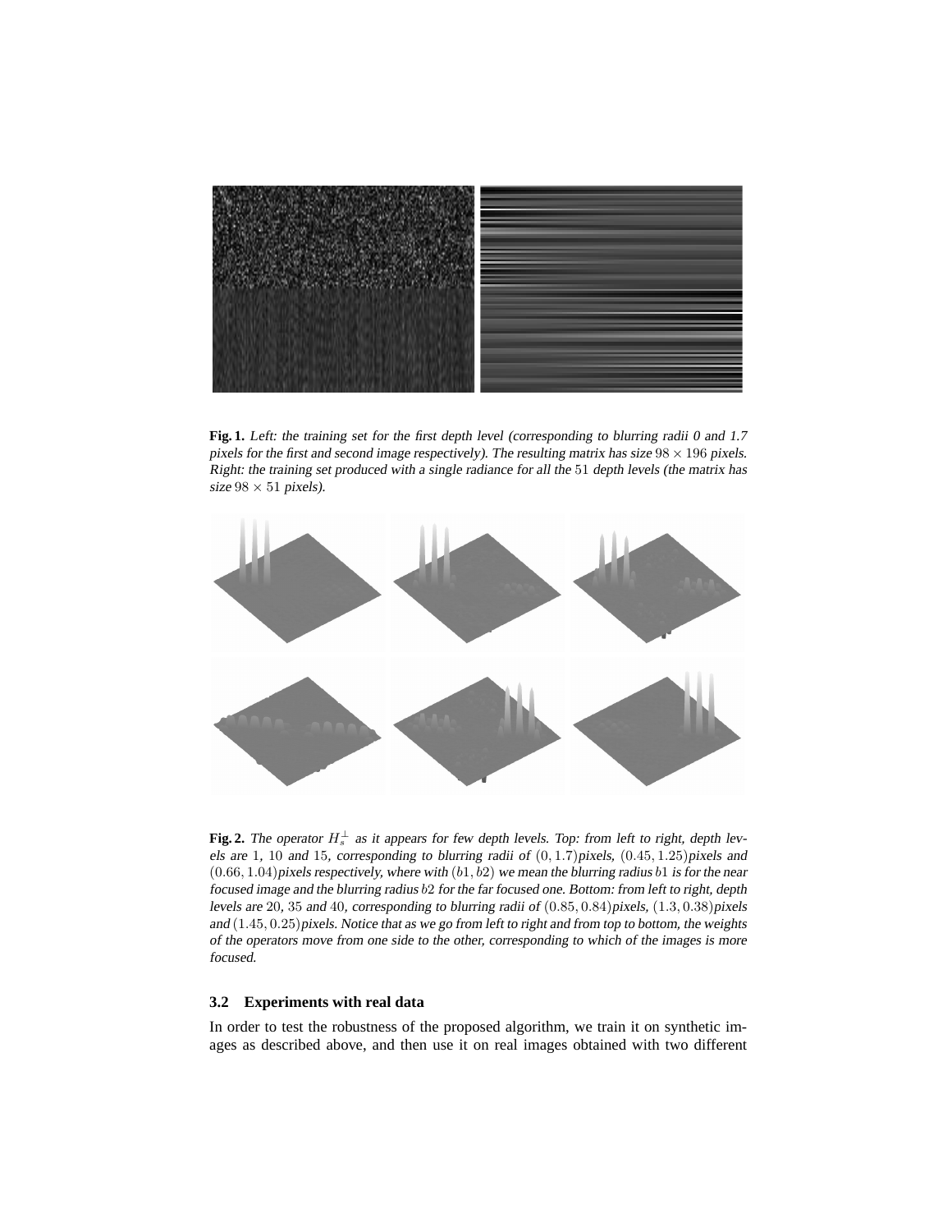**Fig. 1.** *Left: the training set for the first depth level (corresponding to blurring radii 0 and 1.7 pixels for the first and second image respectively). The resulting matrix has size $98 \times 196$ pixels. Right: the training set produced with a single radiance for all the 51 depth levels (the matrix has size $98 \times 51$ pixels).*

**Fig. 2.** *The operator $H_s^\perp$ as it appears for few depth levels. Top: from left to right, depth levels are 1, 10 and 15, corresponding to blurring radii of $(0, 1.7)$pixels, $(0.45, 1.25)$pixels and $(0.66, 1.04)$pixels respectively, where with $(b1, b2)$ we mean the blurring radius $b1$ is for the near focused image and the blurring radius $b2$ for the far focused one. Bottom: from left to right, depth levels are 20, 35 and 40, corresponding to blurring radii of $(0.85, 0.84)$pixels, $(1.3, 0.38)$pixels and $(1.45, 0.25)$pixels. Notice that as we go from left to right and from top to bottom, the weights of the operators move from one side to the other, corresponding to which of the images is more focused.*

### 3.2 Experiments with real data

In order to test the robustness of the proposed algorithm, we train it on synthetic images as described above, and then use it on real images obtained with two different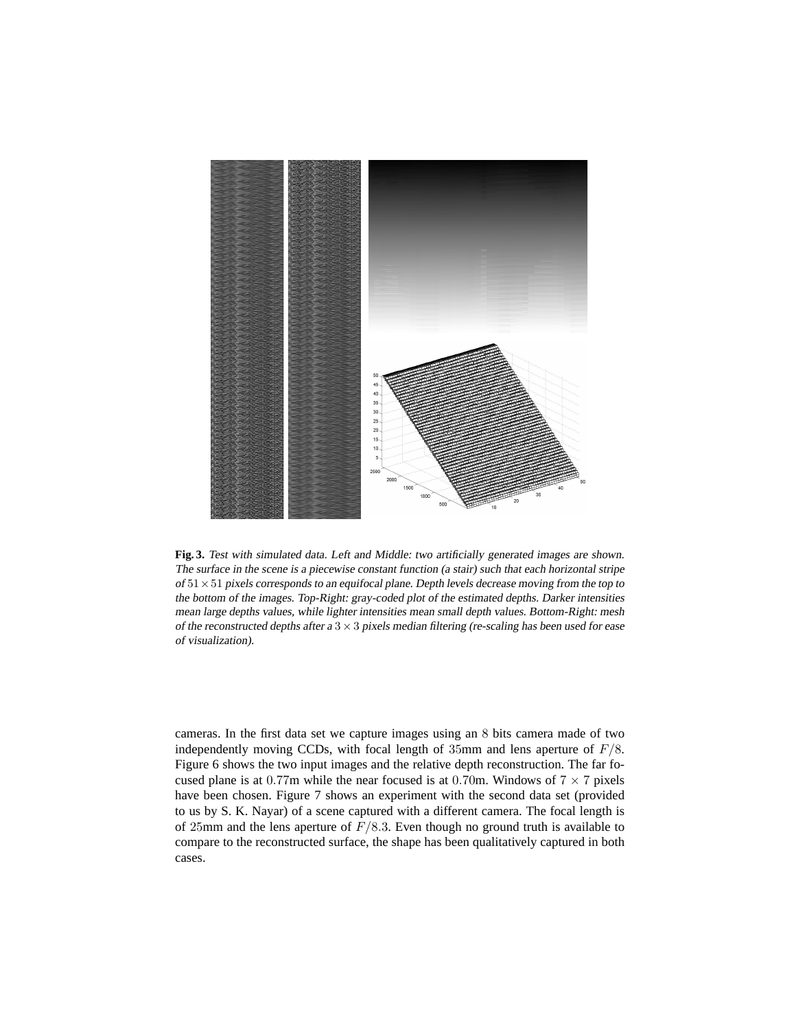**Fig. 3.** *Test with simulated data. Left and Middle: two artificially generated images are shown. The surface in the scene is a piecewise constant function (a stair) such that each horizontal stripe of $51 \times 51$ pixels corresponds to an equifocal plane. Depth levels decrease moving from the top to the bottom of the images. Top-Right: gray-coded plot of the estimated depths. Darker intensities mean large depths values, while lighter intensities mean small depth values. Bottom-Right: mesh of the reconstructed depths after a $3 \times 3$ pixels median filtering (re-scaling has been used for ease of visualization).*

cameras. In the first data set we capture images using an $8$ bits camera made of two independently moving CCDs, with focal length of $35$mm and lens aperture of $F/8$. Figure 6 shows the two input images and the relative depth reconstruction. The far focused plane is at $0.77$m while the near focused is at $0.70$m. Windows of $7 \times 7$ pixels have been chosen. Figure 7 shows an experiment with the second data set (provided to us by S. K. Nayar) of a scene captured with a different camera. The focal length is of $25$mm and the lens aperture of $F/8.3$. Even though no ground truth is available to compare to the reconstructed surface, the shape has been qualitatively captured in both cases.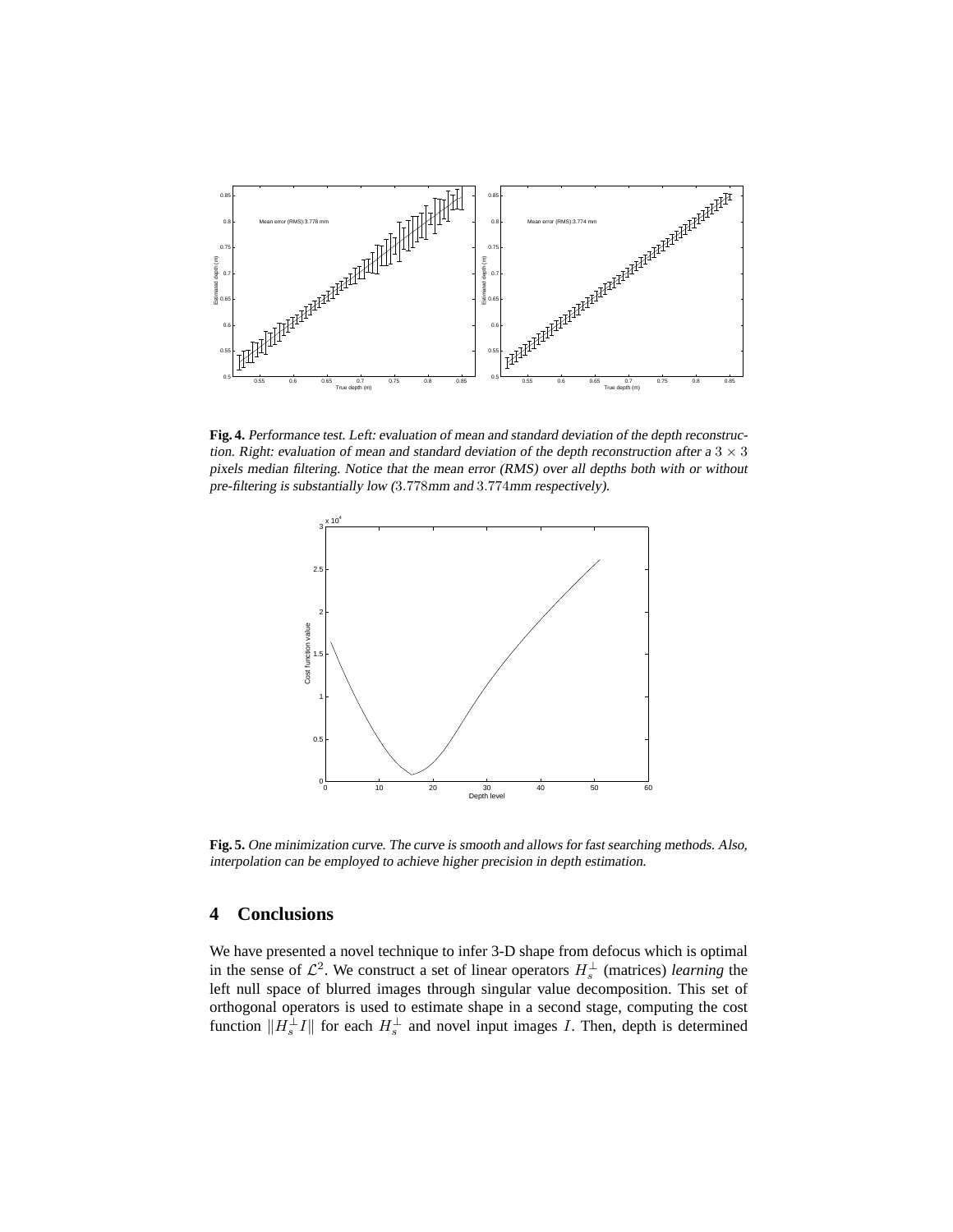**Fig. 4.** *Performance test. Left: evaluation of mean and standard deviation of the depth reconstruction. Right: evaluation of mean and standard deviation of the depth reconstruction after a $3 \times 3$ pixels median filtering. Notice that the mean error (RMS) over all depths both with or without pre-filtering is substantially low ($3.778$mm and $3.774$mm respectively).*

**Fig. 5.** *One minimization curve. The curve is smooth and allows for fast searching methods. Also, interpolation can be employed to achieve higher precision in depth estimation.*

## 4 Conclusions

We have presented a novel technique to infer 3-D shape from defocus which is optimal in the sense of $\mathcal{L}^2$. We construct a set of linear operators $H_s^\perp$ (matrices) *learning* the left null space of blurred images through singular value decomposition. This set of orthogonal operators is used to estimate shape in a second stage, computing the cost function $\|H_s^\perp I\|$ for each $H_s^\perp$ and novel input images $I$. Then, depth is determined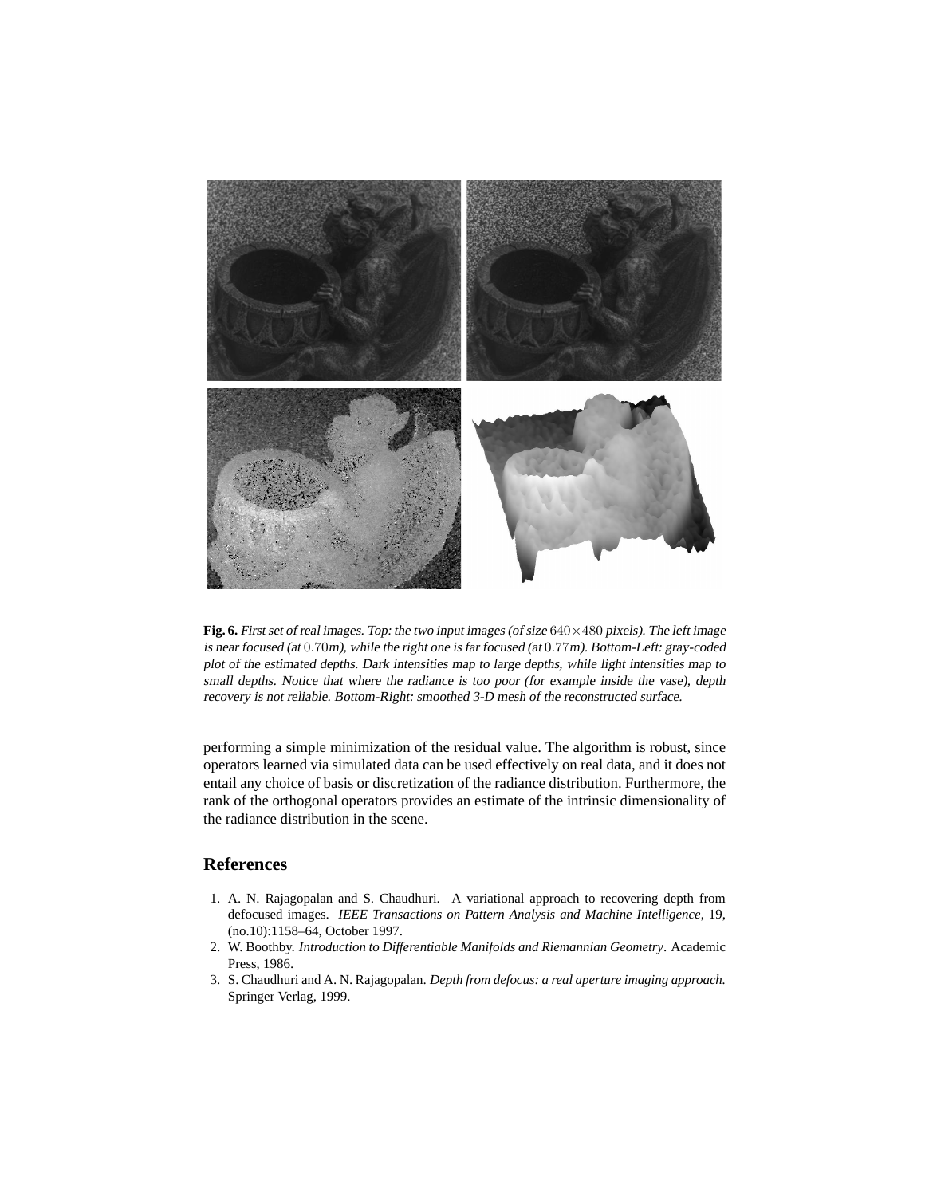**Fig. 6.** *First set of real images. Top: the two input images (of size $640 \times 480$ pixels). The left image is near focused (at $0.70$m), while the right one is far focused (at $0.77$m). Bottom-Left: gray-coded plot of the estimated depths. Dark intensities map to large depths, while light intensities map to small depths. Notice that where the radiance is too poor (for example inside the vase), depth recovery is not reliable. Bottom-Right: smoothed 3-D mesh of the reconstructed surface.*

performing a simple minimization of the residual value. The algorithm is robust, since operators learned via simulated data can be used effectively on real data, and it does not entail any choice of basis or discretization of the radiance distribution. Furthermore, the rank of the orthogonal operators provides an estimate of the intrinsic dimensionality of the radiance distribution in the scene.

## References

1. A. N. Rajagopalan and S. Chaudhuri. A variational approach to recovering depth from defocused images. *IEEE Transactions on Pattern Analysis and Machine Intelligence*, 19, (no.10):1158–64, October 1997.
2. W. Boothby. *Introduction to Differentiable Manifolds and Riemannian Geometry*. Academic Press, 1986.
3. S. Chaudhuri and A. N. Rajagopalan. *Depth from defocus: a real aperture imaging approach.* Springer Verlag, 1999.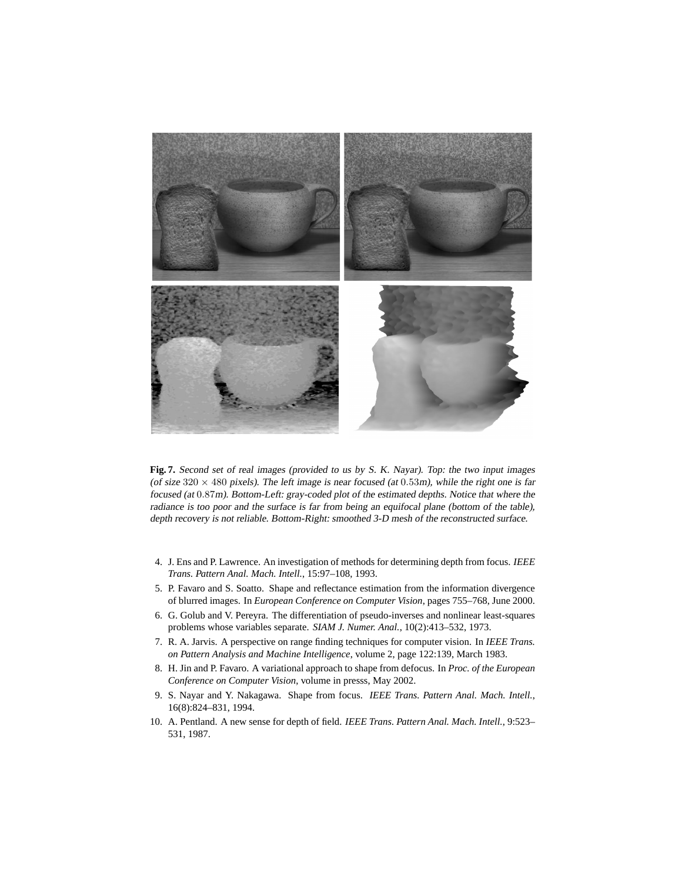**Fig. 7.** *Second set of real images (provided to us by S. K. Nayar). Top: the two input images (of size* $320 \times 480$ *pixels). The left image is near focused (at* $0.53m$*), while the right one is far focused (at* $0.87m$*). Bottom-Left: gray-coded plot of the estimated depths. Notice that where the radiance is too poor and the surface is far from being an equifocal plane (bottom of the table), depth recovery is not reliable. Bottom-Right: smoothed 3-D mesh of the reconstructed surface.*

4. J. Ens and P. Lawrence. An investigation of methods for determining depth from focus. *IEEE Trans. Pattern Anal. Mach. Intell.*, 15:97–108, 1993.
5. P. Favaro and S. Soatto. Shape and reflectance estimation from the information divergence of blurred images. In *European Conference on Computer Vision*, pages 755–768, June 2000.
6. G. Golub and V. Pereyra. The differentiation of pseudo-inverses and nonlinear least-squares problems whose variables separate. *SIAM J. Numer. Anal.*, 10(2):413–532, 1973.
7. R. A. Jarvis. A perspective on range finding techniques for computer vision. In *IEEE Trans. on Pattern Analysis and Machine Intelligence*, volume 2, page 122:139, March 1983.
8. H. Jin and P. Favaro. A variational approach to shape from defocus. In *Proc. of the European Conference on Computer Vision*, volume in presss, May 2002.
9. S. Nayar and Y. Nakagawa. Shape from focus. *IEEE Trans. Pattern Anal. Mach. Intell.*, 16(8):824–831, 1994.
10. A. Pentland. A new sense for depth of field. *IEEE Trans. Pattern Anal. Mach. Intell.*, 9:523–531, 1987.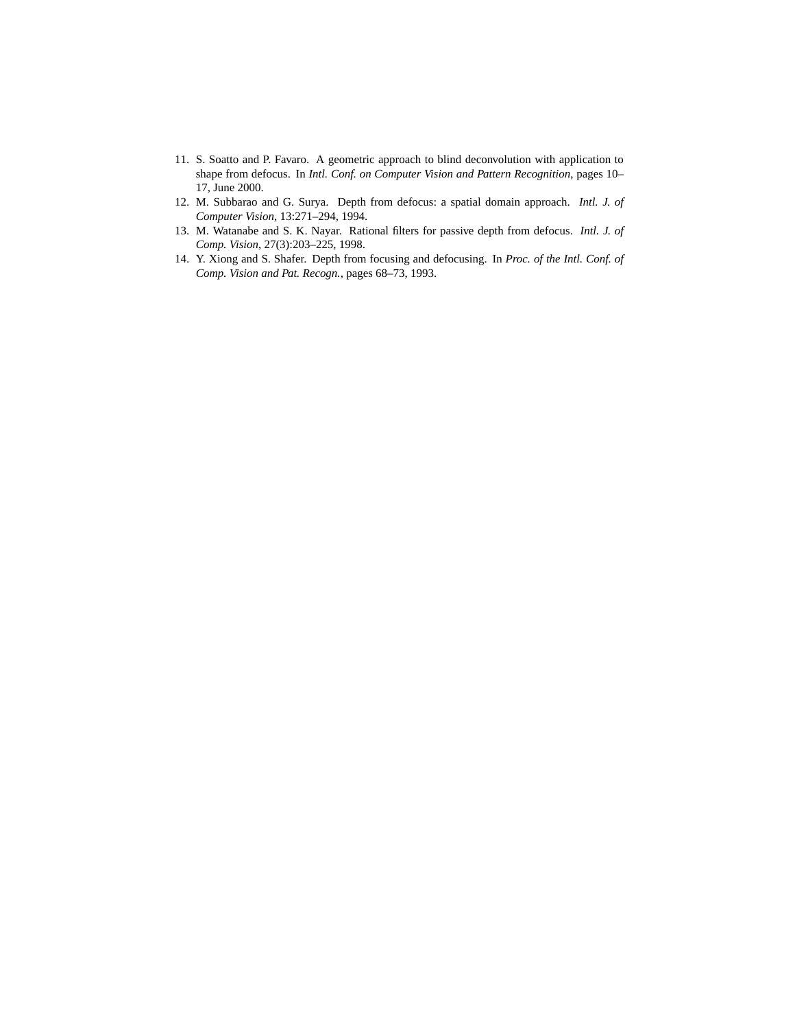11. S. Soatto and P. Favaro. A geometric approach to blind deconvolution with application to shape from defocus. In *Intl. Conf. on Computer Vision and Pattern Recognition*, pages 10–17, June 2000.
12. M. Subbarao and G. Surya. Depth from defocus: a spatial domain approach. *Intl. J. of Computer Vision*, 13:271–294, 1994.
13. M. Watanabe and S. K. Nayar. Rational filters for passive depth from defocus. *Intl. J. of Comp. Vision*, 27(3):203–225, 1998.
14. Y. Xiong and S. Shafer. Depth from focusing and defocusing. In *Proc. of the Intl. Conf. of Comp. Vision and Pat. Recogn.*, pages 68–73, 1993.